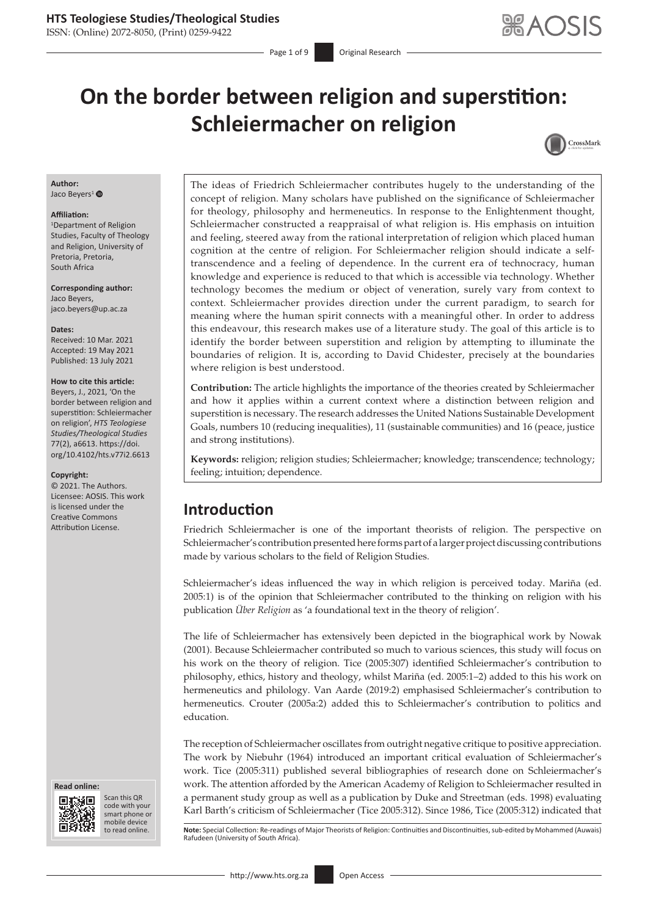# On the border between religion and superstition: Schleiermacher on religion

**Author:**
Jaco Beyers[1]

**Affiliation:**
[1]Department of Religion Studies, Faculty of Theology and Religion, University of Pretoria, Pretoria, South Africa

**Corresponding author:**
Jaco Beyers,
jaco.beyers@up.ac.za

**Dates:**
Received: 10 Mar. 2021
Accepted: 19 May 2021
Published: 13 July 2021

**How to cite this article:**
Beyers, J., 2021, 'On the border between religion and superstition: Schleiermacher on religion', *HTS Teologiese Studies/Theological Studies* 77(2), a6613. https://doi.org/10.4102/hts.v77i2.6613

**Copyright:**
© 2021. The Authors. Licensee: AOSIS. This work is licensed under the Creative Commons Attribution License.

The ideas of Friedrich Schleiermacher contributes hugely to the understanding of the concept of religion. Many scholars have published on the significance of Schleiermacher for theology, philosophy and hermeneutics. In response to the Enlightenment thought, Schleiermacher constructed a reappraisal of what religion is. His emphasis on intuition and feeling, steered away from the rational interpretation of religion which placed human cognition at the centre of religion. For Schleiermacher religion should indicate a self-transcendence and a feeling of dependence. In the current era of technocracy, human knowledge and experience is reduced to that which is accessible via technology. Whether technology becomes the medium or object of veneration, surely vary from context to context. Schleiermacher provides direction under the current paradigm, to search for meaning where the human spirit connects with a meaningful other. In order to address this endeavour, this research makes use of a literature study. The goal of this article is to identify the border between superstition and religion by attempting to illuminate the boundaries of religion. It is, according to David Chidester, precisely at the boundaries where religion is best understood.

**Contribution:** The article highlights the importance of the theories created by Schleiermacher and how it applies within a current context where a distinction between religion and superstition is necessary. The research addresses the United Nations Sustainable Development Goals, numbers 10 (reducing inequalities), 11 (sustainable communities) and 16 (peace, justice and strong institutions).

**Keywords:** religion; religion studies; Schleiermacher; knowledge; transcendence; technology; feeling; intuition; dependence.

## Introduction

Friedrich Schleiermacher is one of the important theorists of religion. The perspective on Schleiermacher's contribution presented here forms part of a larger project discussing contributions made by various scholars to the field of Religion Studies.

Schleiermacher's ideas influenced the way in which religion is perceived today. Mariña (ed. 2005:1) is of the opinion that Schleiermacher contributed to the thinking on religion with his publication *Über Religion* as 'a foundational text in the theory of religion'.

The life of Schleiermacher has extensively been depicted in the biographical work by Nowak (2001). Because Schleiermacher contributed so much to various sciences, this study will focus on his work on the theory of religion. Tice (2005:307) identified Schleiermacher's contribution to philosophy, ethics, history and theology, whilst Mariña (ed. 2005:1–2) added to this his work on hermeneutics and philology. Van Aarde (2019:2) emphasised Schleiermacher's contribution to hermeneutics. Crouter (2005a:2) added this to Schleiermacher's contribution to politics and education.

The reception of Schleiermacher oscillates from outright negative critique to positive appreciation. The work by Niebuhr (1964) introduced an important critical evaluation of Schleiermacher's work. Tice (2005:311) published several bibliographies of research done on Schleiermacher's work. The attention afforded by the American Academy of Religion to Schleiermacher resulted in a permanent study group as well as a publication by Duke and Streetman (eds. 1998) evaluating Karl Barth's criticism of Schleiermacher (Tice 2005:312). Since 1986, Tice (2005:312) indicated that

**Note:** Special Collection: Re-readings of Major Theorists of Religion: Continuities and Discontinuities, sub-edited by Mohammed (Auwais) Rafudeen (University of South Africa).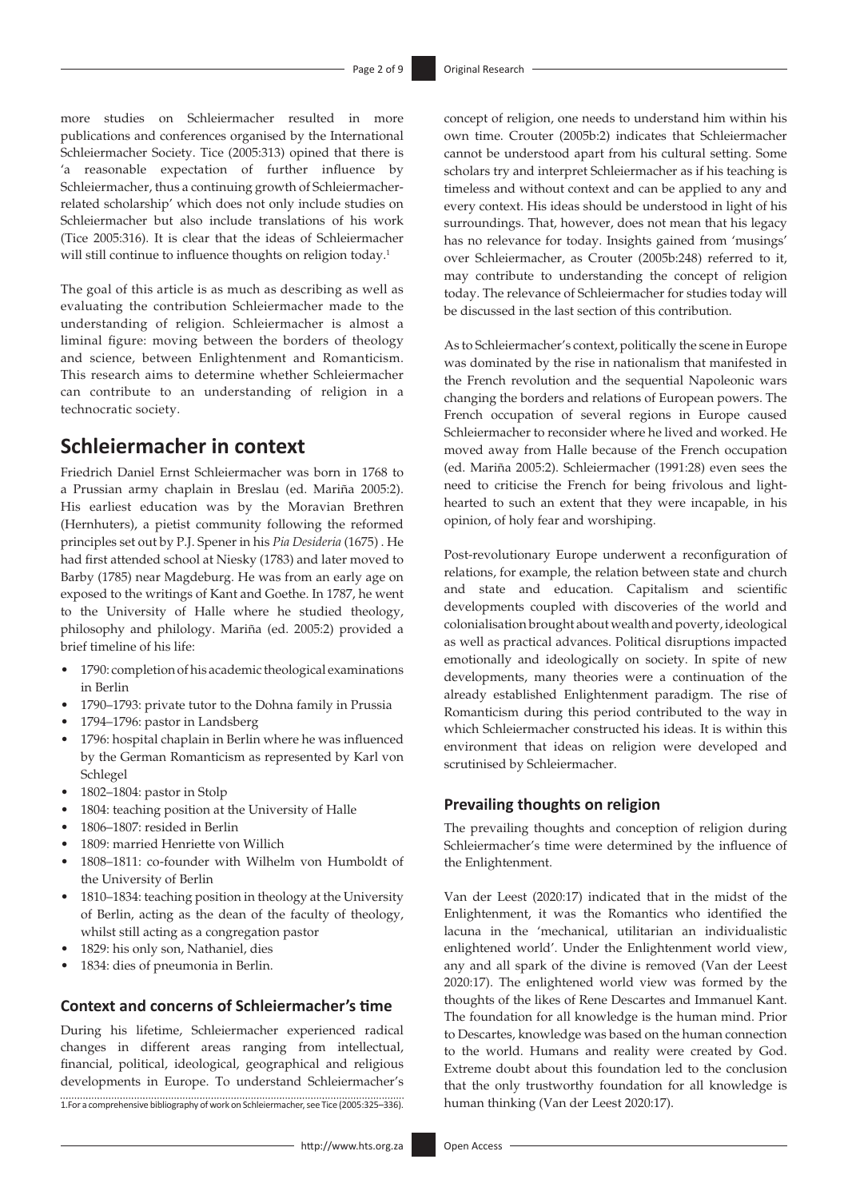more studies on Schleiermacher resulted in more publications and conferences organised by the International Schleiermacher Society. Tice (2005:313) opined that there is 'a reasonable expectation of further influence by Schleiermacher, thus a continuing growth of Schleiermacher-related scholarship' which does not only include studies on Schleiermacher but also include translations of his work (Tice 2005:316). It is clear that the ideas of Schleiermacher will still continue to influence thoughts on religion today.[1]

The goal of this article is as much as describing as well as evaluating the contribution Schleiermacher made to the understanding of religion. Schleiermacher is almost a liminal figure: moving between the borders of theology and science, between Enlightenment and Romanticism. This research aims to determine whether Schleiermacher can contribute to an understanding of religion in a technocratic society.

## Schleiermacher in context

Friedrich Daniel Ernst Schleiermacher was born in 1768 to a Prussian army chaplain in Breslau (ed. Mariña 2005:2). His earliest education was by the Moravian Brethren (Hernhuters), a pietist community following the reformed principles set out by P.J. Spener in his *Pia Desideria* (1675) . He had first attended school at Niesky (1783) and later moved to Barby (1785) near Magdeburg. He was from an early age on exposed to the writings of Kant and Goethe. In 1787, he went to the University of Halle where he studied theology, philosophy and philology. Mariña (ed. 2005:2) provided a brief timeline of his life:

- 1790: completion of his academic theological examinations in Berlin
- 1790–1793: private tutor to the Dohna family in Prussia
- 1794–1796: pastor in Landsberg
- 1796: hospital chaplain in Berlin where he was influenced by the German Romanticism as represented by Karl von Schlegel
- 1802–1804: pastor in Stolp
- 1804: teaching position at the University of Halle
- 1806–1807: resided in Berlin
- 1809: married Henriette von Willich
- 1808–1811: co-founder with Wilhelm von Humboldt of the University of Berlin
- 1810–1834: teaching position in theology at the University of Berlin, acting as the dean of the faculty of theology, whilst still acting as a congregation pastor
- 1829: his only son, Nathaniel, dies
- 1834: dies of pneumonia in Berlin.

### Context and concerns of Schleiermacher's time

During his lifetime, Schleiermacher experienced radical changes in different areas ranging from intellectual, financial, political, ideological, geographical and religious developments in Europe. To understand Schleiermacher's concept of religion, one needs to understand him within his own time. Crouter (2005b:2) indicates that Schleiermacher cannot be understood apart from his cultural setting. Some scholars try and interpret Schleiermacher as if his teaching is timeless and without context and can be applied to any and every context. His ideas should be understood in light of his surroundings. That, however, does not mean that his legacy has no relevance for today. Insights gained from 'musings' over Schleiermacher, as Crouter (2005b:248) referred to it, may contribute to understanding the concept of religion today. The relevance of Schleiermacher for studies today will be discussed in the last section of this contribution.

As to Schleiermacher's context, politically the scene in Europe was dominated by the rise in nationalism that manifested in the French revolution and the sequential Napoleonic wars changing the borders and relations of European powers. The French occupation of several regions in Europe caused Schleiermacher to reconsider where he lived and worked. He moved away from Halle because of the French occupation (ed. Mariña 2005:2). Schleiermacher (1991:28) even sees the need to criticise the French for being frivolous and light-hearted to such an extent that they were incapable, in his opinion, of holy fear and worshiping.

Post-revolutionary Europe underwent a reconfiguration of relations, for example, the relation between state and church and state and education. Capitalism and scientific developments coupled with discoveries of the world and colonialisation brought about wealth and poverty, ideological as well as practical advances. Political disruptions impacted emotionally and ideologically on society. In spite of new developments, many theories were a continuation of the already established Enlightenment paradigm. The rise of Romanticism during this period contributed to the way in which Schleiermacher constructed his ideas. It is within this environment that ideas on religion were developed and scrutinised by Schleiermacher.

### Prevailing thoughts on religion

The prevailing thoughts and conception of religion during Schleiermacher's time were determined by the influence of the Enlightenment.

Van der Leest (2020:17) indicated that in the midst of the Enlightenment, it was the Romantics who identified the lacuna in the 'mechanical, utilitarian an individualistic enlightened world'. Under the Enlightenment world view, any and all spark of the divine is removed (Van der Leest 2020:17). The enlightened world view was formed by the thoughts of the likes of Rene Descartes and Immanuel Kant. The foundation for all knowledge is the human mind. Prior to Descartes, knowledge was based on the human connection to the world. Humans and reality were created by God. Extreme doubt about this foundation led to the conclusion that the only trustworthy foundation for all knowledge is human thinking (Van der Leest 2020:17).

1. For a comprehensive bibliography of work on Schleiermacher, see Tice (2005:325–336).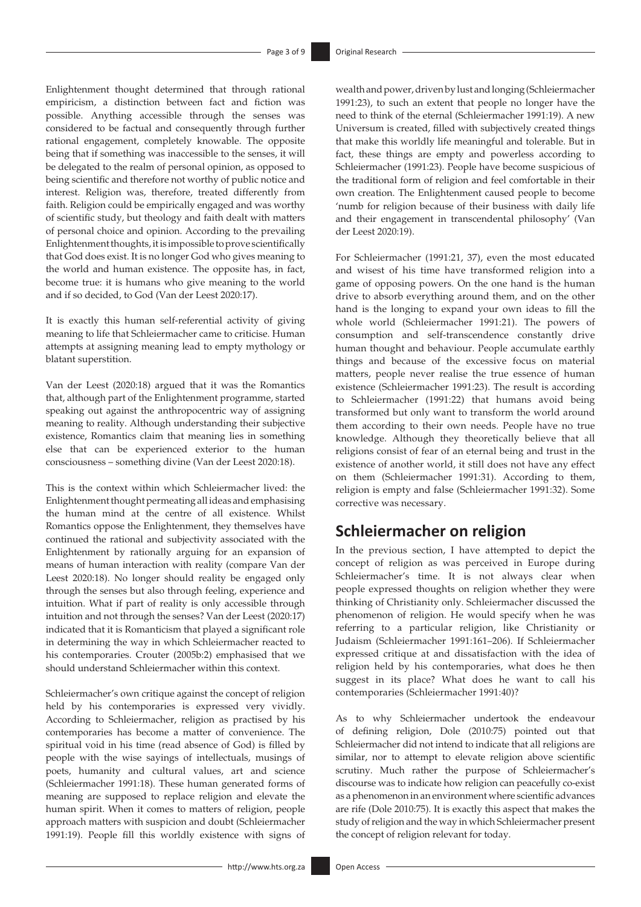Enlightenment thought determined that through rational empiricism, a distinction between fact and fiction was possible. Anything accessible through the senses was considered to be factual and consequently through further rational engagement, completely knowable. The opposite being that if something was inaccessible to the senses, it will be delegated to the realm of personal opinion, as opposed to being scientific and therefore not worthy of public notice and interest. Religion was, therefore, treated differently from faith. Religion could be empirically engaged and was worthy of scientific study, but theology and faith dealt with matters of personal choice and opinion. According to the prevailing Enlightenment thoughts, it is impossible to prove scientifically that God does exist. It is no longer God who gives meaning to the world and human existence. The opposite has, in fact, become true: it is humans who give meaning to the world and if so decided, to God (Van der Leest 2020:17).

It is exactly this human self-referential activity of giving meaning to life that Schleiermacher came to criticise. Human attempts at assigning meaning lead to empty mythology or blatant superstition.

Van der Leest (2020:18) argued that it was the Romantics that, although part of the Enlightenment programme, started speaking out against the anthropocentric way of assigning meaning to reality. Although understanding their subjective existence, Romantics claim that meaning lies in something else that can be experienced exterior to the human consciousness – something divine (Van der Leest 2020:18).

This is the context within which Schleiermacher lived: the Enlightenment thought permeating all ideas and emphasising the human mind at the centre of all existence. Whilst Romantics oppose the Enlightenment, they themselves have continued the rational and subjectivity associated with the Enlightenment by rationally arguing for an expansion of means of human interaction with reality (compare Van der Leest 2020:18). No longer should reality be engaged only through the senses but also through feeling, experience and intuition. What if part of reality is only accessible through intuition and not through the senses? Van der Leest (2020:17) indicated that it is Romanticism that played a significant role in determining the way in which Schleiermacher reacted to his contemporaries. Crouter (2005b:2) emphasised that we should understand Schleiermacher within this context.

Schleiermacher's own critique against the concept of religion held by his contemporaries is expressed very vividly. According to Schleiermacher, religion as practised by his contemporaries has become a matter of convenience. The spiritual void in his time (read absence of God) is filled by people with the wise sayings of intellectuals, musings of poets, humanity and cultural values, art and science (Schleiermacher 1991:18). These human generated forms of meaning are supposed to replace religion and elevate the human spirit. When it comes to matters of religion, people approach matters with suspicion and doubt (Schleiermacher 1991:19). People fill this worldly existence with signs of wealth and power, driven by lust and longing (Schleiermacher 1991:23), to such an extent that people no longer have the need to think of the eternal (Schleiermacher 1991:19). A new Universum is created, filled with subjectively created things that make this worldly life meaningful and tolerable. But in fact, these things are empty and powerless according to Schleiermacher (1991:23). People have become suspicious of the traditional form of religion and feel comfortable in their own creation. The Enlightenment caused people to become 'numb for religion because of their business with daily life and their engagement in transcendental philosophy' (Van der Leest 2020:19).

For Schleiermacher (1991:21, 37), even the most educated and wisest of his time have transformed religion into a game of opposing powers. On the one hand is the human drive to absorb everything around them, and on the other hand is the longing to expand your own ideas to fill the whole world (Schleiermacher 1991:21). The powers of consumption and self-transcendence constantly drive human thought and behaviour. People accumulate earthly things and because of the excessive focus on material matters, people never realise the true essence of human existence (Schleiermacher 1991:23). The result is according to Schleiermacher (1991:22) that humans avoid being transformed but only want to transform the world around them according to their own needs. People have no true knowledge. Although they theoretically believe that all religions consist of fear of an eternal being and trust in the existence of another world, it still does not have any effect on them (Schleiermacher 1991:31). According to them, religion is empty and false (Schleiermacher 1991:32). Some corrective was necessary.

## Schleiermacher on religion

In the previous section, I have attempted to depict the concept of religion as was perceived in Europe during Schleiermacher's time. It is not always clear when people expressed thoughts on religion whether they were thinking of Christianity only. Schleiermacher discussed the phenomenon of religion. He would specify when he was referring to a particular religion, like Christianity or Judaism (Schleiermacher 1991:161–206). If Schleiermacher expressed critique at and dissatisfaction with the idea of religion held by his contemporaries, what does he then suggest in its place? What does he want to call his contemporaries (Schleiermacher 1991:40)?

As to why Schleiermacher undertook the endeavour of defining religion, Dole (2010:75) pointed out that Schleiermacher did not intend to indicate that all religions are similar, nor to attempt to elevate religion above scientific scrutiny. Much rather the purpose of Schleiermacher's discourse was to indicate how religion can peacefully co-exist as a phenomenon in an environment where scientific advances are rife (Dole 2010:75). It is exactly this aspect that makes the study of religion and the way in which Schleiermacher present the concept of religion relevant for today.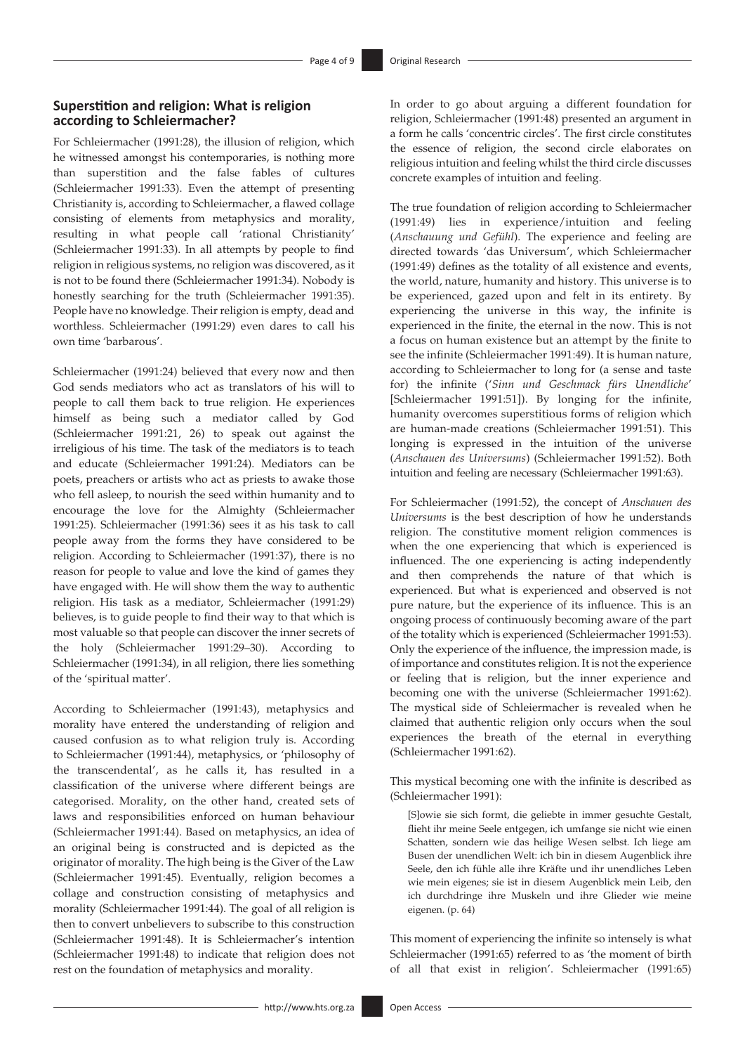## Superstition and religion: What is religion according to Schleiermacher?

For Schleiermacher (1991:28), the illusion of religion, which he witnessed amongst his contemporaries, is nothing more than superstition and the false fables of cultures (Schleiermacher 1991:33). Even the attempt of presenting Christianity is, according to Schleiermacher, a flawed collage consisting of elements from metaphysics and morality, resulting in what people call 'rational Christianity' (Schleiermacher 1991:33). In all attempts by people to find religion in religious systems, no religion was discovered, as it is not to be found there (Schleiermacher 1991:34). Nobody is honestly searching for the truth (Schleiermacher 1991:35). People have no knowledge. Their religion is empty, dead and worthless. Schleiermacher (1991:29) even dares to call his own time 'barbarous'.

Schleiermacher (1991:24) believed that every now and then God sends mediators who act as translators of his will to people to call them back to true religion. He experiences himself as being such a mediator called by God (Schleiermacher 1991:21, 26) to speak out against the irreligious of his time. The task of the mediators is to teach and educate (Schleiermacher 1991:24). Mediators can be poets, preachers or artists who act as priests to awake those who fell asleep, to nourish the seed within humanity and to encourage the love for the Almighty (Schleiermacher 1991:25). Schleiermacher (1991:36) sees it as his task to call people away from the forms they have considered to be religion. According to Schleiermacher (1991:37), there is no reason for people to value and love the kind of games they have engaged with. He will show them the way to authentic religion. His task as a mediator, Schleiermacher (1991:29) believes, is to guide people to find their way to that which is most valuable so that people can discover the inner secrets of the holy (Schleiermacher 1991:29–30). According to Schleiermacher (1991:34), in all religion, there lies something of the 'spiritual matter'.

According to Schleiermacher (1991:43), metaphysics and morality have entered the understanding of religion and caused confusion as to what religion truly is. According to Schleiermacher (1991:44), metaphysics, or 'philosophy of the transcendental', as he calls it, has resulted in a classification of the universe where different beings are categorised. Morality, on the other hand, created sets of laws and responsibilities enforced on human behaviour (Schleiermacher 1991:44). Based on metaphysics, an idea of an original being is constructed and is depicted as the originator of morality. The high being is the Giver of the Law (Schleiermacher 1991:45). Eventually, religion becomes a collage and construction consisting of metaphysics and morality (Schleiermacher 1991:44). The goal of all religion is then to convert unbelievers to subscribe to this construction (Schleiermacher 1991:48). It is Schleiermacher's intention (Schleiermacher 1991:48) to indicate that religion does not rest on the foundation of metaphysics and morality.

In order to go about arguing a different foundation for religion, Schleiermacher (1991:48) presented an argument in a form he calls 'concentric circles'. The first circle constitutes the essence of religion, the second circle elaborates on religious intuition and feeling whilst the third circle discusses concrete examples of intuition and feeling.

The true foundation of religion according to Schleiermacher (1991:49) lies in experience/intuition and feeling (*Anschauung und Gefühl*). The experience and feeling are directed towards 'das Universum', which Schleiermacher (1991:49) defines as the totality of all existence and events, the world, nature, humanity and history. This universe is to be experienced, gazed upon and felt in its entirety. By experiencing the universe in this way, the infinite is experienced in the finite, the eternal in the now. This is not a focus on human existence but an attempt by the finite to see the infinite (Schleiermacher 1991:49). It is human nature, according to Schleiermacher to long for (a sense and taste for) the infinite ('*Sinn und Geschmack fürs Unendliche*' [Schleiermacher 1991:51]). By longing for the infinite, humanity overcomes superstitious forms of religion which are human-made creations (Schleiermacher 1991:51). This longing is expressed in the intuition of the universe (*Anschauen des Universums*) (Schleiermacher 1991:52). Both intuition and feeling are necessary (Schleiermacher 1991:63).

For Schleiermacher (1991:52), the concept of *Anschauen des Universums* is the best description of how he understands religion. The constitutive moment religion commences is when the one experiencing that which is experienced is influenced. The one experiencing is acting independently and then comprehends the nature of that which is experienced. But what is experienced and observed is not pure nature, but the experience of its influence. This is an ongoing process of continuously becoming aware of the part of the totality which is experienced (Schleiermacher 1991:53). Only the experience of the influence, the impression made, is of importance and constitutes religion. It is not the experience or feeling that is religion, but the inner experience and becoming one with the universe (Schleiermacher 1991:62). The mystical side of Schleiermacher is revealed when he claimed that authentic religion only occurs when the soul experiences the breath of the eternal in everything (Schleiermacher 1991:62).

This mystical becoming one with the infinite is described as (Schleiermacher 1991):

> [S]owie sie sich formt, die geliebte in immer gesuchte Gestalt, flieht ihr meine Seele entgegen, ich umfange sie nicht wie einen Schatten, sondern wie das heilige Wesen selbst. Ich liege am Busen der unendlichen Welt: ich bin in diesem Augenblick ihre Seele, den ich fühle alle ihre Kräfte und ihr unendliches Leben wie mein eigenes; sie ist in diesem Augenblick mein Leib, den ich durchdringe ihre Muskeln und ihre Glieder wie meine eigenen. (p. 64)

This moment of experiencing the infinite so intensely is what Schleiermacher (1991:65) referred to as 'the moment of birth of all that exist in religion'. Schleiermacher (1991:65)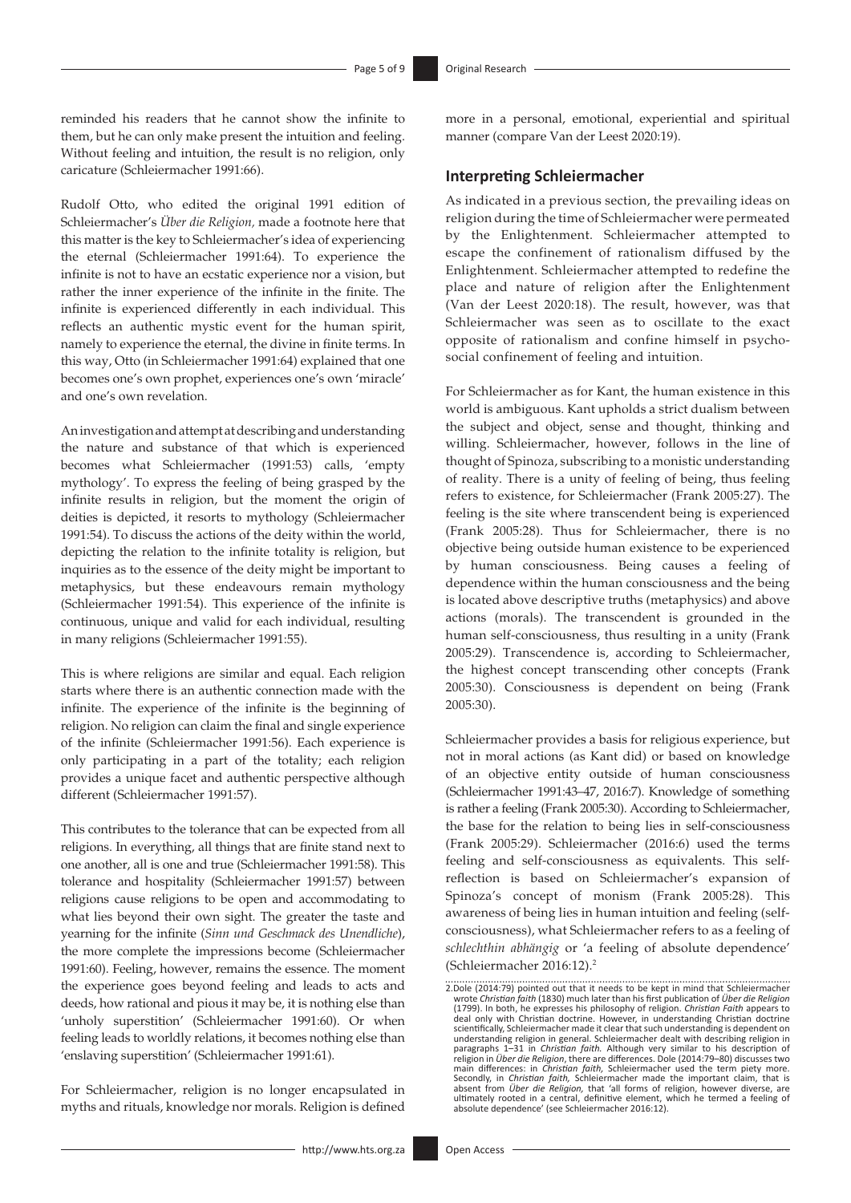reminded his readers that he cannot show the infinite to them, but he can only make present the intuition and feeling. Without feeling and intuition, the result is no religion, only caricature (Schleiermacher 1991:66).

Rudolf Otto, who edited the original 1991 edition of Schleiermacher's *Über die Religion,* made a footnote here that this matter is the key to Schleiermacher's idea of experiencing the eternal (Schleiermacher 1991:64). To experience the infinite is not to have an ecstatic experience nor a vision, but rather the inner experience of the infinite in the finite. The infinite is experienced differently in each individual. This reflects an authentic mystic event for the human spirit, namely to experience the eternal, the divine in finite terms. In this way, Otto (in Schleiermacher 1991:64) explained that one becomes one's own prophet, experiences one's own 'miracle' and one's own revelation.

An investigation and attempt at describing and understanding the nature and substance of that which is experienced becomes what Schleiermacher (1991:53) calls, 'empty mythology'. To express the feeling of being grasped by the infinite results in religion, but the moment the origin of deities is depicted, it resorts to mythology (Schleiermacher 1991:54). To discuss the actions of the deity within the world, depicting the relation to the infinite totality is religion, but inquiries as to the essence of the deity might be important to metaphysics, but these endeavours remain mythology (Schleiermacher 1991:54). This experience of the infinite is continuous, unique and valid for each individual, resulting in many religions (Schleiermacher 1991:55).

This is where religions are similar and equal. Each religion starts where there is an authentic connection made with the infinite. The experience of the infinite is the beginning of religion. No religion can claim the final and single experience of the infinite (Schleiermacher 1991:56). Each experience is only participating in a part of the totality; each religion provides a unique facet and authentic perspective although different (Schleiermacher 1991:57).

This contributes to the tolerance that can be expected from all religions. In everything, all things that are finite stand next to one another, all is one and true (Schleiermacher 1991:58). This tolerance and hospitality (Schleiermacher 1991:57) between religions cause religions to be open and accommodating to what lies beyond their own sight. The greater the taste and yearning for the infinite (*Sinn und Geschmack des Unendliche*), the more complete the impressions become (Schleiermacher 1991:60). Feeling, however, remains the essence. The moment the experience goes beyond feeling and leads to acts and deeds, how rational and pious it may be, it is nothing else than 'unholy superstition' (Schleiermacher 1991:60). Or when feeling leads to worldly relations, it becomes nothing else than 'enslaving superstition' (Schleiermacher 1991:61).

For Schleiermacher, religion is no longer encapsulated in myths and rituals, knowledge nor morals. Religion is defined more in a personal, emotional, experiential and spiritual manner (compare Van der Leest 2020:19).

## Interpreting Schleiermacher

As indicated in a previous section, the prevailing ideas on religion during the time of Schleiermacher were permeated by the Enlightenment. Schleiermacher attempted to escape the confinement of rationalism diffused by the Enlightenment. Schleiermacher attempted to redefine the place and nature of religion after the Enlightenment (Van der Leest 2020:18). The result, however, was that Schleiermacher was seen as to oscillate to the exact opposite of rationalism and confine himself in psychosocial confinement of feeling and intuition.

For Schleiermacher as for Kant, the human existence in this world is ambiguous. Kant upholds a strict dualism between the subject and object, sense and thought, thinking and willing. Schleiermacher, however, follows in the line of thought of Spinoza, subscribing to a monistic understanding of reality. There is a unity of feeling of being, thus feeling refers to existence, for Schleiermacher (Frank 2005:27). The feeling is the site where transcendent being is experienced (Frank 2005:28). Thus for Schleiermacher, there is no objective being outside human existence to be experienced by human consciousness. Being causes a feeling of dependence within the human consciousness and the being is located above descriptive truths (metaphysics) and above actions (morals). The transcendent is grounded in the human self-consciousness, thus resulting in a unity (Frank 2005:29). Transcendence is, according to Schleiermacher, the highest concept transcending other concepts (Frank 2005:30). Consciousness is dependent on being (Frank 2005:30).

Schleiermacher provides a basis for religious experience, but not in moral actions (as Kant did) or based on knowledge of an objective entity outside of human consciousness (Schleiermacher 1991:43–47, 2016:7). Knowledge of something is rather a feeling (Frank 2005:30). According to Schleiermacher, the base for the relation to being lies in self-consciousness (Frank 2005:29). Schleiermacher (2016:6) used the terms feeling and self-consciousness as equivalents. This self-reflection is based on Schleiermacher's expansion of Spinoza's concept of monism (Frank 2005:28). This awareness of being lies in human intuition and feeling (self-consciousness), what Schleiermacher refers to as a feeling of *schlechthin abhängig* or 'a feeling of absolute dependence' (Schleiermacher 2016:12).[2]

2. Dole (2014:79) pointed out that it needs to be kept in mind that Schleiermacher wrote *Christian faith* (1830) much later than his first publication of *Über die Religion* (1799). In both, he expresses his philosophy of religion. *Christian Faith* appears to deal only with Christian doctrine. However, in understanding Christian doctrine scientifically, Schleiermacher made it clear that such understanding is dependent on understanding religion in general. Schleiermacher dealt with describing religion in paragraphs 1–31 in *Christian faith*. Although very similar to his description of religion in *Über die Religion*, there are differences. Dole (2014:79–80) discusses two main differences: in *Christian faith*, Schleiermacher used the term piety more. Secondly, in *Christian faith*, Schleiermacher made the important claim, that is absent from *Über die Religion*, that 'all forms of religion, however diverse, are ultimately rooted in a central, definitive element, which he termed a feeling of absolute dependence' (see Schleiermacher 2016:12).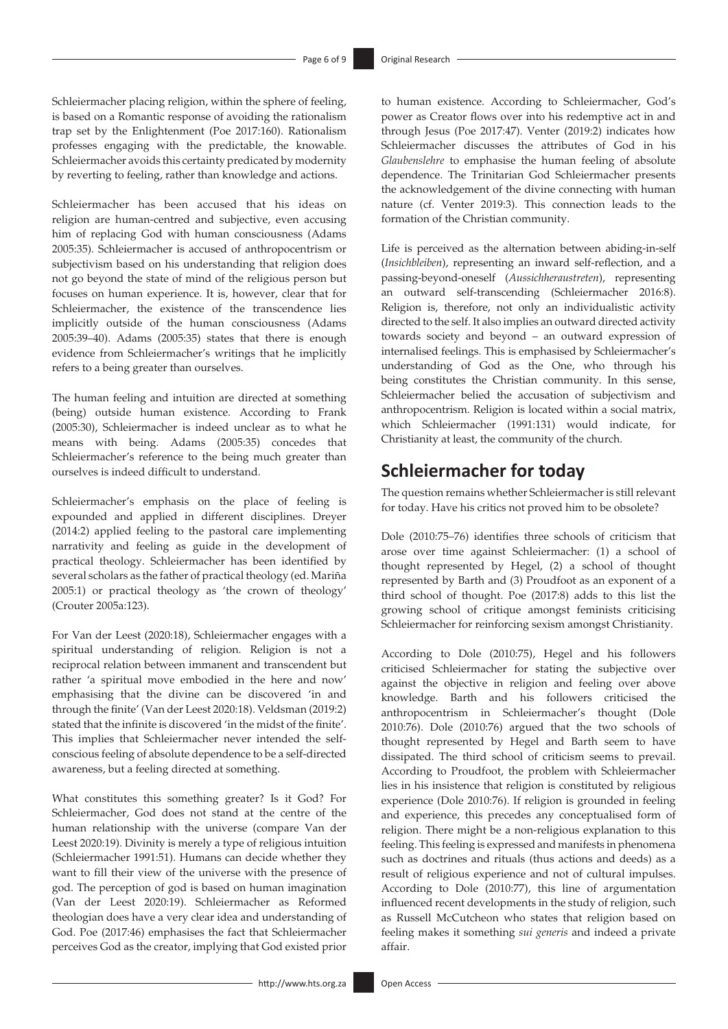Schleiermacher placing religion, within the sphere of feeling, is based on a Romantic response of avoiding the rationalism trap set by the Enlightenment (Poe 2017:160). Rationalism professes engaging with the predictable, the knowable. Schleiermacher avoids this certainty predicated by modernity by reverting to feeling, rather than knowledge and actions.

Schleiermacher has been accused that his ideas on religion are human-centred and subjective, even accusing him of replacing God with human consciousness (Adams 2005:35). Schleiermacher is accused of anthropocentrism or subjectivism based on his understanding that religion does not go beyond the state of mind of the religious person but focuses on human experience. It is, however, clear that for Schleiermacher, the existence of the transcendence lies implicitly outside of the human consciousness (Adams 2005:39–40). Adams (2005:35) states that there is enough evidence from Schleiermacher's writings that he implicitly refers to a being greater than ourselves.

The human feeling and intuition are directed at something (being) outside human existence. According to Frank (2005:30), Schleiermacher is indeed unclear as to what he means with being. Adams (2005:35) concedes that Schleiermacher's reference to the being much greater than ourselves is indeed difficult to understand.

Schleiermacher's emphasis on the place of feeling is expounded and applied in different disciplines. Dreyer (2014:2) applied feeling to the pastoral care implementing narrativity and feeling as guide in the development of practical theology. Schleiermacher has been identified by several scholars as the father of practical theology (ed. Mariña 2005:1) or practical theology as 'the crown of theology' (Crouter 2005a:123).

For Van der Leest (2020:18), Schleiermacher engages with a spiritual understanding of religion. Religion is not a reciprocal relation between immanent and transcendent but rather 'a spiritual move embodied in the here and now' emphasising that the divine can be discovered 'in and through the finite' (Van der Leest 2020:18). Veldsman (2019:2) stated that the infinite is discovered 'in the midst of the finite'. This implies that Schleiermacher never intended the self-conscious feeling of absolute dependence to be a self-directed awareness, but a feeling directed at something.

What constitutes this something greater? Is it God? For Schleiermacher, God does not stand at the centre of the human relationship with the universe (compare Van der Leest 2020:19). Divinity is merely a type of religious intuition (Schleiermacher 1991:51). Humans can decide whether they want to fill their view of the universe with the presence of god. The perception of god is based on human imagination (Van der Leest 2020:19). Schleiermacher as Reformed theologian does have a very clear idea and understanding of God. Poe (2017:46) emphasises the fact that Schleiermacher perceives God as the creator, implying that God existed prior to human existence. According to Schleiermacher, God's power as Creator flows over into his redemptive act in and through Jesus (Poe 2017:47). Venter (2019:2) indicates how Schleiermacher discusses the attributes of God in his *Glaubenslehre* to emphasise the human feeling of absolute dependence. The Trinitarian God Schleiermacher presents the acknowledgement of the divine connecting with human nature (cf. Venter 2019:3). This connection leads to the formation of the Christian community.

Life is perceived as the alternation between abiding-in-self (*Insichbleiben*), representing an inward self-reflection, and a passing-beyond-oneself (*Aussichheraustreten*), representing an outward self-transcending (Schleiermacher 2016:8). Religion is, therefore, not only an individualistic activity directed to the self. It also implies an outward directed activity towards society and beyond – an outward expression of internalised feelings. This is emphasised by Schleiermacher's understanding of God as the One, who through his being constitutes the Christian community. In this sense, Schleiermacher belied the accusation of subjectivism and anthropocentrism. Religion is located within a social matrix, which Schleiermacher (1991:131) would indicate, for Christianity at least, the community of the church.

## Schleiermacher for today

The question remains whether Schleiermacher is still relevant for today. Have his critics not proved him to be obsolete?

Dole (2010:75–76) identifies three schools of criticism that arose over time against Schleiermacher: (1) a school of thought represented by Hegel, (2) a school of thought represented by Barth and (3) Proudfoot as an exponent of a third school of thought. Poe (2017:8) adds to this list the growing school of critique amongst feminists criticising Schleiermacher for reinforcing sexism amongst Christianity.

According to Dole (2010:75), Hegel and his followers criticised Schleiermacher for stating the subjective over against the objective in religion and feeling over above knowledge. Barth and his followers criticised the anthropocentrism in Schleiermacher's thought (Dole 2010:76). Dole (2010:76) argued that the two schools of thought represented by Hegel and Barth seem to have dissipated. The third school of criticism seems to prevail. According to Proudfoot, the problem with Schleiermacher lies in his insistence that religion is constituted by religious experience (Dole 2010:76). If religion is grounded in feeling and experience, this precedes any conceptualised form of religion. There might be a non-religious explanation to this feeling. This feeling is expressed and manifests in phenomena such as doctrines and rituals (thus actions and deeds) as a result of religious experience and not of cultural impulses. According to Dole (2010:77), this line of argumentation influenced recent developments in the study of religion, such as Russell McCutcheon who states that religion based on feeling makes it something *sui generis* and indeed a private affair.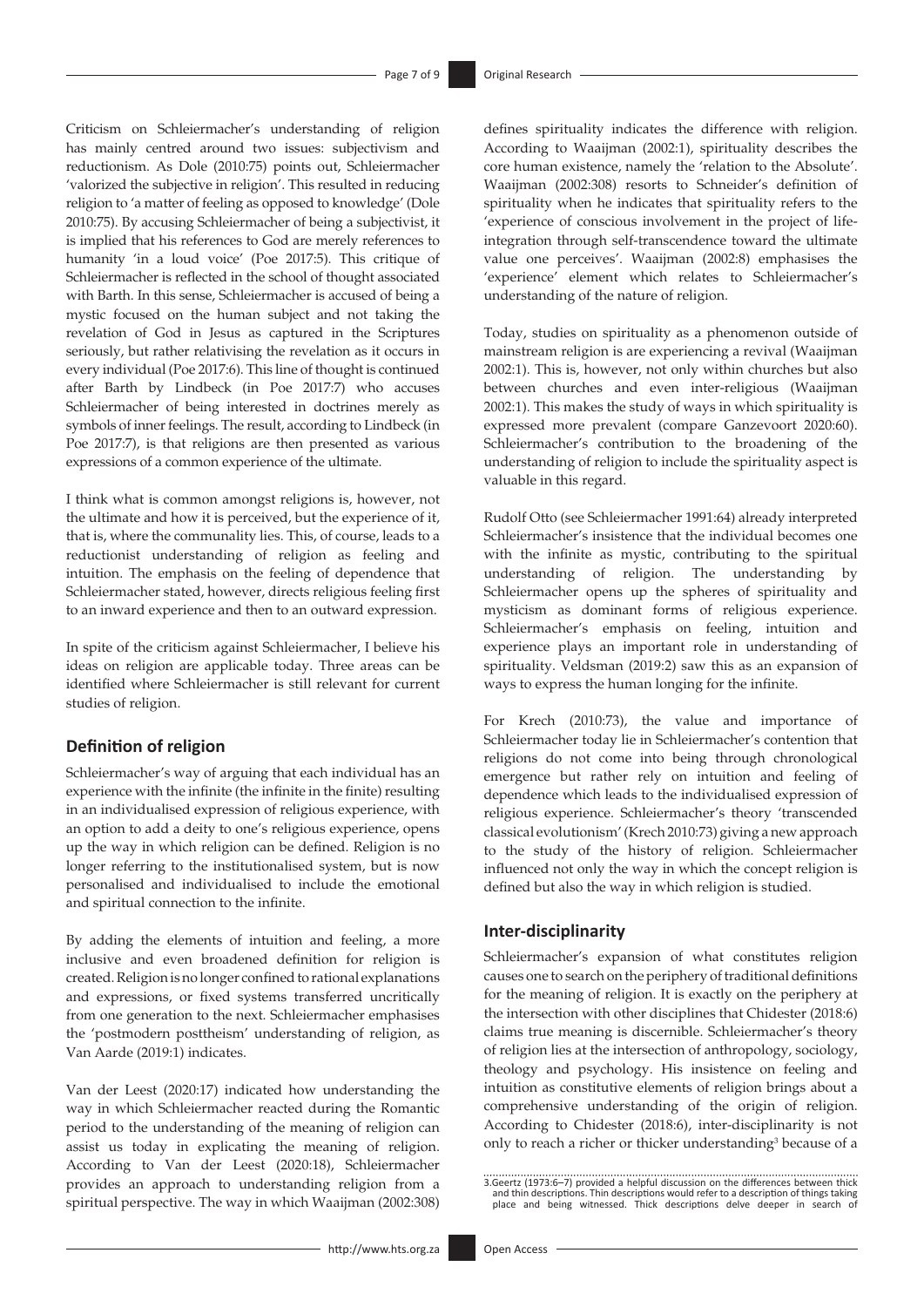Criticism on Schleiermacher's understanding of religion has mainly centred around two issues: subjectivism and reductionism. As Dole (2010:75) points out, Schleiermacher 'valorized the subjective in religion'. This resulted in reducing religion to 'a matter of feeling as opposed to knowledge' (Dole 2010:75). By accusing Schleiermacher of being a subjectivist, it is implied that his references to God are merely references to humanity 'in a loud voice' (Poe 2017:5). This critique of Schleiermacher is reflected in the school of thought associated with Barth. In this sense, Schleiermacher is accused of being a mystic focused on the human subject and not taking the revelation of God in Jesus as captured in the Scriptures seriously, but rather relativising the revelation as it occurs in every individual (Poe 2017:6). This line of thought is continued after Barth by Lindbeck (in Poe 2017:7) who accuses Schleiermacher of being interested in doctrines merely as symbols of inner feelings. The result, according to Lindbeck (in Poe 2017:7), is that religions are then presented as various expressions of a common experience of the ultimate.

I think what is common amongst religions is, however, not the ultimate and how it is perceived, but the experience of it, that is, where the communality lies. This, of course, leads to a reductionist understanding of religion as feeling and intuition. The emphasis on the feeling of dependence that Schleiermacher stated, however, directs religious feeling first to an inward experience and then to an outward expression.

In spite of the criticism against Schleiermacher, I believe his ideas on religion are applicable today. Three areas can be identified where Schleiermacher is still relevant for current studies of religion.

## Definition of religion

Schleiermacher's way of arguing that each individual has an experience with the infinite (the infinite in the finite) resulting in an individualised expression of religious experience, with an option to add a deity to one's religious experience, opens up the way in which religion can be defined. Religion is no longer referring to the institutionalised system, but is now personalised and individualised to include the emotional and spiritual connection to the infinite.

By adding the elements of intuition and feeling, a more inclusive and even broadened definition for religion is created. Religion is no longer confined to rational explanations and expressions, or fixed systems transferred uncritically from one generation to the next. Schleiermacher emphasises the 'postmodern posttheism' understanding of religion, as Van Aarde (2019:1) indicates.

Van der Leest (2020:17) indicated how understanding the way in which Schleiermacher reacted during the Romantic period to the understanding of the meaning of religion can assist us today in explicating the meaning of religion. According to Van der Leest (2020:18), Schleiermacher provides an approach to understanding religion from a spiritual perspective. The way in which Waaijman (2002:308) defines spirituality indicates the difference with religion. According to Waaijman (2002:1), spirituality describes the core human existence, namely the 'relation to the Absolute'. Waaijman (2002:308) resorts to Schneider's definition of spirituality when he indicates that spirituality refers to the 'experience of conscious involvement in the project of life-integration through self-transcendence toward the ultimate value one perceives'. Waaijman (2002:8) emphasises the 'experience' element which relates to Schleiermacher's understanding of the nature of religion.

Today, studies on spirituality as a phenomenon outside of mainstream religion is are experiencing a revival (Waaijman 2002:1). This is, however, not only within churches but also between churches and even inter-religious (Waaijman 2002:1). This makes the study of ways in which spirituality is expressed more prevalent (compare Ganzevoort 2020:60). Schleiermacher's contribution to the broadening of the understanding of religion to include the spirituality aspect is valuable in this regard.

Rudolf Otto (see Schleiermacher 1991:64) already interpreted Schleiermacher's insistence that the individual becomes one with the infinite as mystic, contributing to the spiritual understanding of religion. The understanding by Schleiermacher opens up the spheres of spirituality and mysticism as dominant forms of religious experience. Schleiermacher's emphasis on feeling, intuition and experience plays an important role in understanding of spirituality. Veldsman (2019:2) saw this as an expansion of ways to express the human longing for the infinite.

For Krech (2010:73), the value and importance of Schleiermacher today lie in Schleiermacher's contention that religions do not come into being through chronological emergence but rather rely on intuition and feeling of dependence which leads to the individualised expression of religious experience. Schleiermacher's theory 'transcended classical evolutionism' (Krech 2010:73) giving a new approach to the study of the history of religion. Schleiermacher influenced not only the way in which the concept religion is defined but also the way in which religion is studied.

## Inter-disciplinarity

Schleiermacher's expansion of what constitutes religion causes one to search on the periphery of traditional definitions for the meaning of religion. It is exactly on the periphery at the intersection with other disciplines that Chidester (2018:6) claims true meaning is discernible. Schleiermacher's theory of religion lies at the intersection of anthropology, sociology, theology and psychology. His insistence on feeling and intuition as constitutive elements of religion brings about a comprehensive understanding of the origin of religion. According to Chidester (2018:6), inter-disciplinarity is not only to reach a richer or thicker understanding[3] because of a

3. Geertz (1973:6–7) provided a helpful discussion on the differences between thick and thin descriptions. Thin descriptions would refer to a description of things taking place and being witnessed. Thick descriptions delve deeper in search of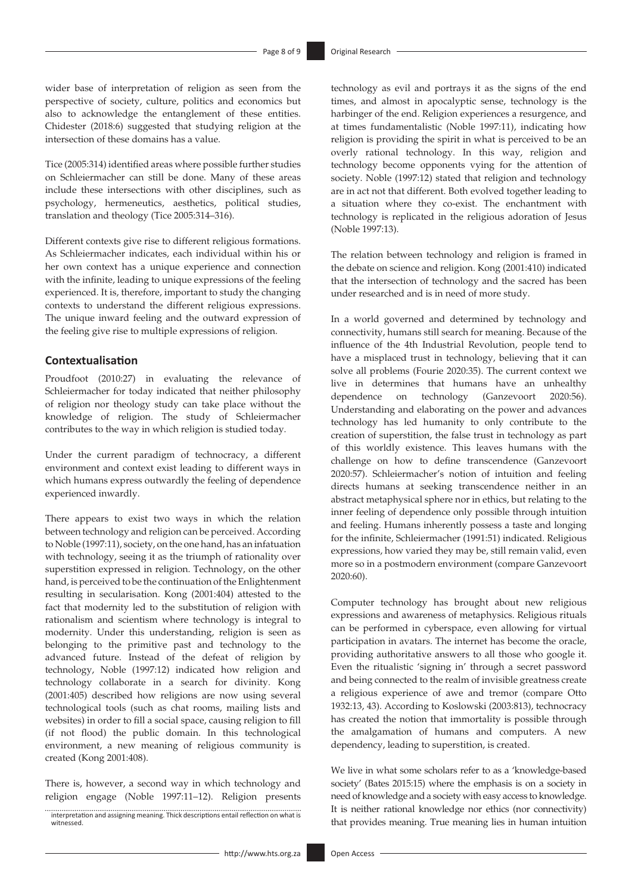wider base of interpretation of religion as seen from the perspective of society, culture, politics and economics but also to acknowledge the entanglement of these entities. Chidester (2018:6) suggested that studying religion at the intersection of these domains has a value.

Tice (2005:314) identified areas where possible further studies on Schleiermacher can still be done. Many of these areas include these intersections with other disciplines, such as psychology, hermeneutics, aesthetics, political studies, translation and theology (Tice 2005:314–316).

Different contexts give rise to different religious formations. As Schleiermacher indicates, each individual within his or her own context has a unique experience and connection with the infinite, leading to unique expressions of the feeling experienced. It is, therefore, important to study the changing contexts to understand the different religious expressions. The unique inward feeling and the outward expression of the feeling give rise to multiple expressions of religion.

## Contextualisation

Proudfoot (2010:27) in evaluating the relevance of Schleiermacher for today indicated that neither philosophy of religion nor theology study can take place without the knowledge of religion. The study of Schleiermacher contributes to the way in which religion is studied today.

Under the current paradigm of technocracy, a different environment and context exist leading to different ways in which humans express outwardly the feeling of dependence experienced inwardly.

There appears to exist two ways in which the relation between technology and religion can be perceived. According to Noble (1997:11), society, on the one hand, has an infatuation with technology, seeing it as the triumph of rationality over superstition expressed in religion. Technology, on the other hand, is perceived to be the continuation of the Enlightenment resulting in secularisation. Kong (2001:404) attested to the fact that modernity led to the substitution of religion with rationalism and scientism where technology is integral to modernity. Under this understanding, religion is seen as belonging to the primitive past and technology to the advanced future. Instead of the defeat of religion by technology, Noble (1997:12) indicated how religion and technology collaborate in a search for divinity. Kong (2001:405) described how religions are now using several technological tools (such as chat rooms, mailing lists and websites) in order to fill a social space, causing religion to fill (if not flood) the public domain. In this technological environment, a new meaning of religious community is created (Kong 2001:408).

There is, however, a second way in which technology and religion engage (Noble 1997:11–12). Religion presents technology as evil and portrays it as the signs of the end times, and almost in apocalyptic sense, technology is the harbinger of the end. Religion experiences a resurgence, and at times fundamentalistic (Noble 1997:11), indicating how religion is providing the spirit in what is perceived to be an overly rational technology. In this way, religion and technology become opponents vying for the attention of society. Noble (1997:12) stated that religion and technology are in act not that different. Both evolved together leading to a situation where they co-exist. The enchantment with technology is replicated in the religious adoration of Jesus (Noble 1997:13).

The relation between technology and religion is framed in the debate on science and religion. Kong (2001:410) indicated that the intersection of technology and the sacred has been under researched and is in need of more study.

In a world governed and determined by technology and connectivity, humans still search for meaning. Because of the influence of the 4th Industrial Revolution, people tend to have a misplaced trust in technology, believing that it can solve all problems (Fourie 2020:35). The current context we live in determines that humans have an unhealthy dependence on technology (Ganzevoort 2020:56). Understanding and elaborating on the power and advances technology has led humanity to only contribute to the creation of superstition, the false trust in technology as part of this worldly existence. This leaves humans with the challenge on how to define transcendence (Ganzevoort 2020:57). Schleiermacher's notion of intuition and feeling directs humans at seeking transcendence neither in an abstract metaphysical sphere nor in ethics, but relating to the inner feeling of dependence only possible through intuition and feeling. Humans inherently possess a taste and longing for the infinite, Schleiermacher (1991:51) indicated. Religious expressions, how varied they may be, still remain valid, even more so in a postmodern environment (compare Ganzevoort 2020:60).

Computer technology has brought about new religious expressions and awareness of metaphysics. Religious rituals can be performed in cyberspace, even allowing for virtual participation in avatars. The internet has become the oracle, providing authoritative answers to all those who google it. Even the ritualistic 'signing in' through a secret password and being connected to the realm of invisible greatness create a religious experience of awe and tremor (compare Otto 1932:13, 43). According to Koslowski (2003:813), technocracy has created the notion that immortality is possible through the amalgamation of humans and computers. A new dependency, leading to superstition, is created.

We live in what some scholars refer to as a 'knowledge-based society' (Bates 2015:15) where the emphasis is on a society in need of knowledge and a society with easy access to knowledge. It is neither rational knowledge nor ethics (nor connectivity) that provides meaning. True meaning lies in human intuition

interpretation and assigning meaning. Thick descriptions entail reflection on what is witnessed.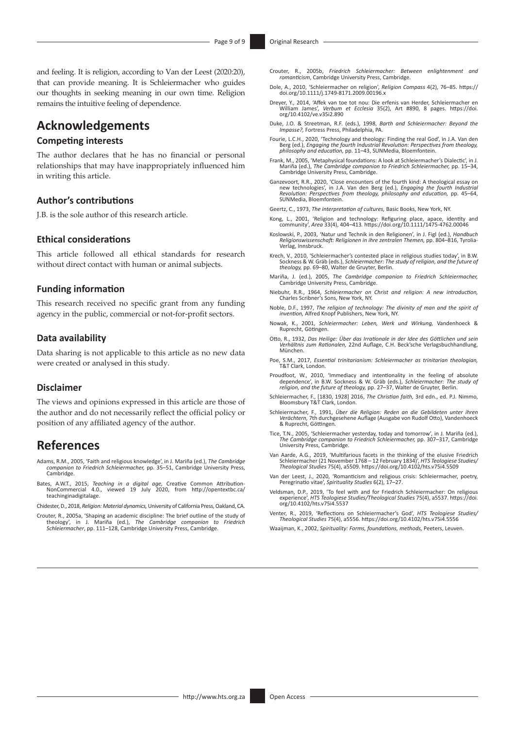and feeling. It is religion, according to Van der Leest (2020:20), that can provide meaning. It is Schleiermacher who guides our thoughts in seeking meaning in our own time. Religion remains the intuitive feeling of dependence.

# Acknowledgements

## Competing interests

The author declares that he has no financial or personal relationships that may have inappropriately influenced him in writing this article.

## Author's contributions

J.B. is the sole author of this research article.

## Ethical considerations

This article followed all ethical standards for research without direct contact with human or animal subjects.

## Funding information

This research received no specific grant from any funding agency in the public, commercial or not-for-profit sectors.

## Data availability

Data sharing is not applicable to this article as no new data were created or analysed in this study.

## Disclaimer

The views and opinions expressed in this article are those of the author and do not necessarily reflect the official policy or position of any affiliated agency of the author.

# References

Adams, R.M., 2005, 'Faith and religious knowledge', in J. Mariña (ed.), *The Cambridge companion to Friedrich Schleiermacher,* pp. 35–51, Cambridge University Press, Cambridge.

Bates, A.W.T., 2015, *Teaching in a digital age,* Creative Common Attribution-NonCommercial 4.0., viewed 19 July 2020, from http://opentextbc.ca/teachinginadigitalage.

Chidester, D., 2018, *Religion: Material dynamics,* University of California Press, Oakland, CA.

Crouter, R., 2005a, 'Shaping an academic discipline: The brief outline of the study of theology', in J. Mariña (ed.), *The Cambridge companion to Friedrich Schleiermacher*, pp. 111–128, Cambridge University Press, Cambridge.

Crouter, R., 2005b, *Friedrich Schleiermacher: Between enlightenment and romanticism*, Cambridge University Press, Cambridge.

Dole, A., 2010, 'Schleiermacher on religion', *Religion Compass* 4(2), 76–85. https://doi.org/10.1111/j.1749-8171.2009.00196.x

Dreyer, Y., 2014, 'Affek van toe tot nou: Die erfenis van Herder, Schleiermacher en William James', *Verbum et Ecclesia* 35(2), Art #890, 8 pages. https://doi.org/10.4102/ve.v35i2.890

Duke, J.O. & Streetman, R.F. (eds.), 1998, *Barth and Schleiermacher: Beyond the Impasse?,* Fortress Press, Philadelphia, PA.

Fourie, L.C.H., 2020, 'Technology and theology: Finding the real God', in J.A. Van den Berg (ed.), *Engaging the fourth Industrial Revolution: Perspectives from theology, philosophy and education,* pp. 11–43, SUNMedia, Bloemfontein.

Frank, M., 2005, 'Metaphysical foundations: A look at Schleiermacher's Dialectic', in J. Mariña (ed.), *The Cambridge companion to Friedrich Schleiermacher,* pp. 15–34, Cambridge University Press, Cambridge.

Ganzevoort, R.R., 2020, 'Close encounters of the fourth kind: A theological essay on new technologies', in J.A. Van den Berg (ed.), *Engaging the fourth Industrial Revolution: Perspectives from theology, philosophy and education,* pp. 45–64, SUNMedia, Bloemfontein.

Geertz, C., 1973, *The interpretation of cultures,* Basic Books, New York, NY.

Kong, L., 2001, 'Religion and technology: Refiguring place, apace, identity and community', *Area* 33(4), 404–413. https://doi.org/10.1111/1475-4762.00046

Koslowski, P., 2003, 'Natur und Technik in den Religionen', in J. Figl (ed.), *Handbuch Religionswissenschaft: Religionen in ihre zentralen Themen,* pp. 804–816, Tyrolia-Verlag, Innsbruck.

Krech, V., 2010, 'Schleiermacher's contested place in religious studies today', in B.W. Sockness & W. Gräb (eds.), *Schleiermacher: The study of religion, and the future of theology,* pp. 69–80, Walter de Gruyter, Berlin.

Mariña, J. (ed.), 2005, *The Cambridge companion to Friedrich Schleiermacher,* Cambridge University Press, Cambridge.

Niebuhr, R.R., 1964, *Schleiermacher on Christ and religion: A new introduction,* Charles Scribner's Sons, New York, NY.

Noble, D.F., 1997, *The religion of technology: The divinity of man and the spirit of invention,* Alfred Knopf Publishers, New York, NY.

Nowak, K., 2001, *Schleiermacher: Leben, Werk und Wirkung,* Vandenhoeck & Ruprecht, Götingen.

Otto, R., 1932, *Das Heilige: Über das Irrationale in der Idee des Göttlichen und sein Verhältnis zum Rationalen,* 22nd Auflage, C.H. Beck'sche Verlagsbuchhandlung, München.

Poe, S.M., 2017, *Essential trinitarianism: Schleiermacher as trinitarian theologian,* T&T Clark, London.

Proudfoot, W., 2010, 'Immediacy and intentionality in the feeling of absolute dependence', in B.W. Sockness & W. Gräb (eds.), *Schleiermacher: The study of religion, and the future of theology,* pp. 27–37, Walter de Gruyter, Berlin.

Schleiermacher, F., [1830, 1928] 2016, *The Christian faith,* 3rd edn., ed. P.J. Nimmo, Bloomsbury T&T Clark, London.

Schleiermacher, F., 1991, *Über die Religion: Reden an die Gebildeten unter ihren Verächtern,* 7th durchgesehene Auflage (Ausgabe von Rudolf Otto), Vandenhoeck & Ruprecht, Göttingen.

Tice, T.N., 2005, 'Schleiermacher yesterday, today and tomorrow', in J. Mariña (ed.), *The Cambridge companion to Friedrich Schleiermacher,* pp. 307–317, Cambridge University Press, Cambridge.

Van Aarde, A.G., 2019, 'Multifarious facets in the thinking of the elusive Friedrich Schleiermacher (21 November 1768 – 12 February 1834)', *HTS Teologiese Studies/Theological Studies* 75(4), a5509. https://doi.org/10.4102/hts.v75i4.5509

Van der Leest, J., 2020, 'Romanticism and religious crisis: Schleiermacher, poetry, Peregrinatio vitae', *Spirituality Studies* 6(2), 17–27.

Veldsman, D.P., 2019, 'To feel with and for Friedrich Schleiermacher: On religious experience', *HTS Teologiese Studies/Theological Studies* 75(4), a5537. https://doi.org/10.4102/hts.v75i4.5537

Venter, R., 2019, 'Reflections on Schleiermacher's God', *HTS Teologiese Studies/Theological Studies* 75(4), a5556. https://doi.org/10.4102/hts.v75i4.5556

Waaijman, K., 2002, *Spirituality: Forms, foundations, methods,* Peeters, Leuven.